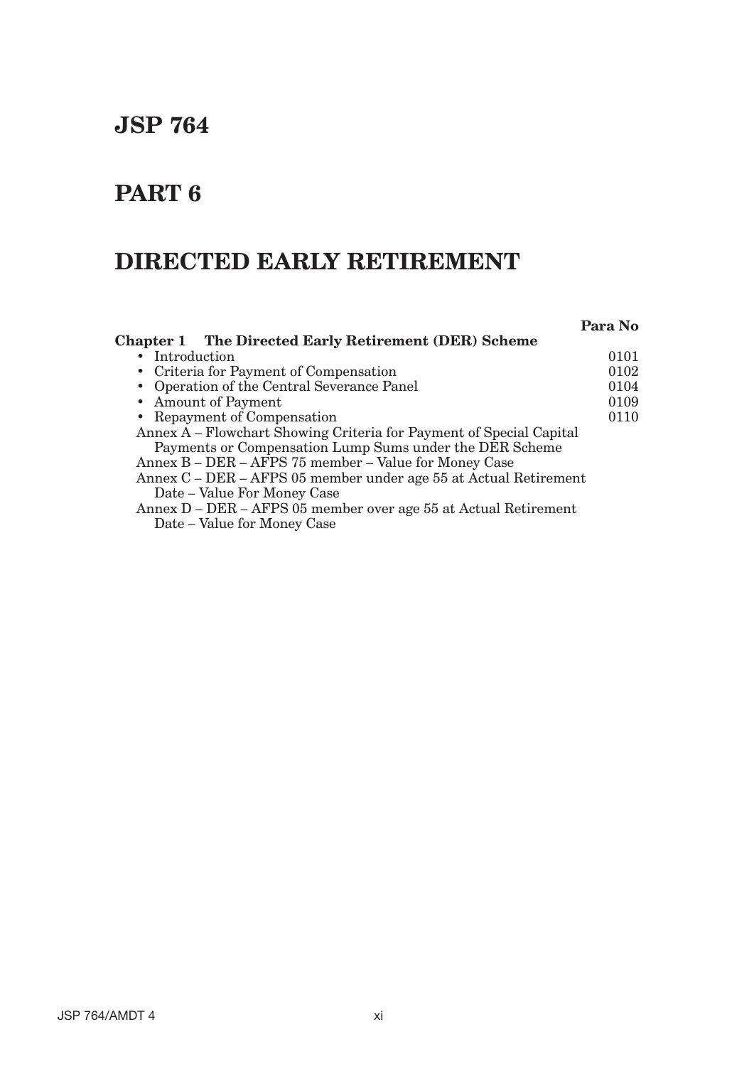# JSP 764

# PART 6

# DIRECTED EARLY RETIREMENT

| | Para No |
|---|---|
| **Chapter 1 The Directed Early Retirement (DER) Scheme** | |
| • Introduction | 0101 |
| • Criteria for Payment of Compensation | 0102 |
| • Operation of the Central Severance Panel | 0104 |
| • Amount of Payment | 0109 |
| • Repayment of Compensation | 0110 |
| Annex A – Flowchart Showing Criteria for Payment of Special Capital Payments or Compensation Lump Sums under the DER Scheme | |
| Annex B – DER – AFPS 75 member – Value for Money Case | |
| Annex C – DER – AFPS 05 member under age 55 at Actual Retirement Date – Value For Money Case | |
| Annex D – DER – AFPS 05 member over age 55 at Actual Retirement Date – Value for Money Case | |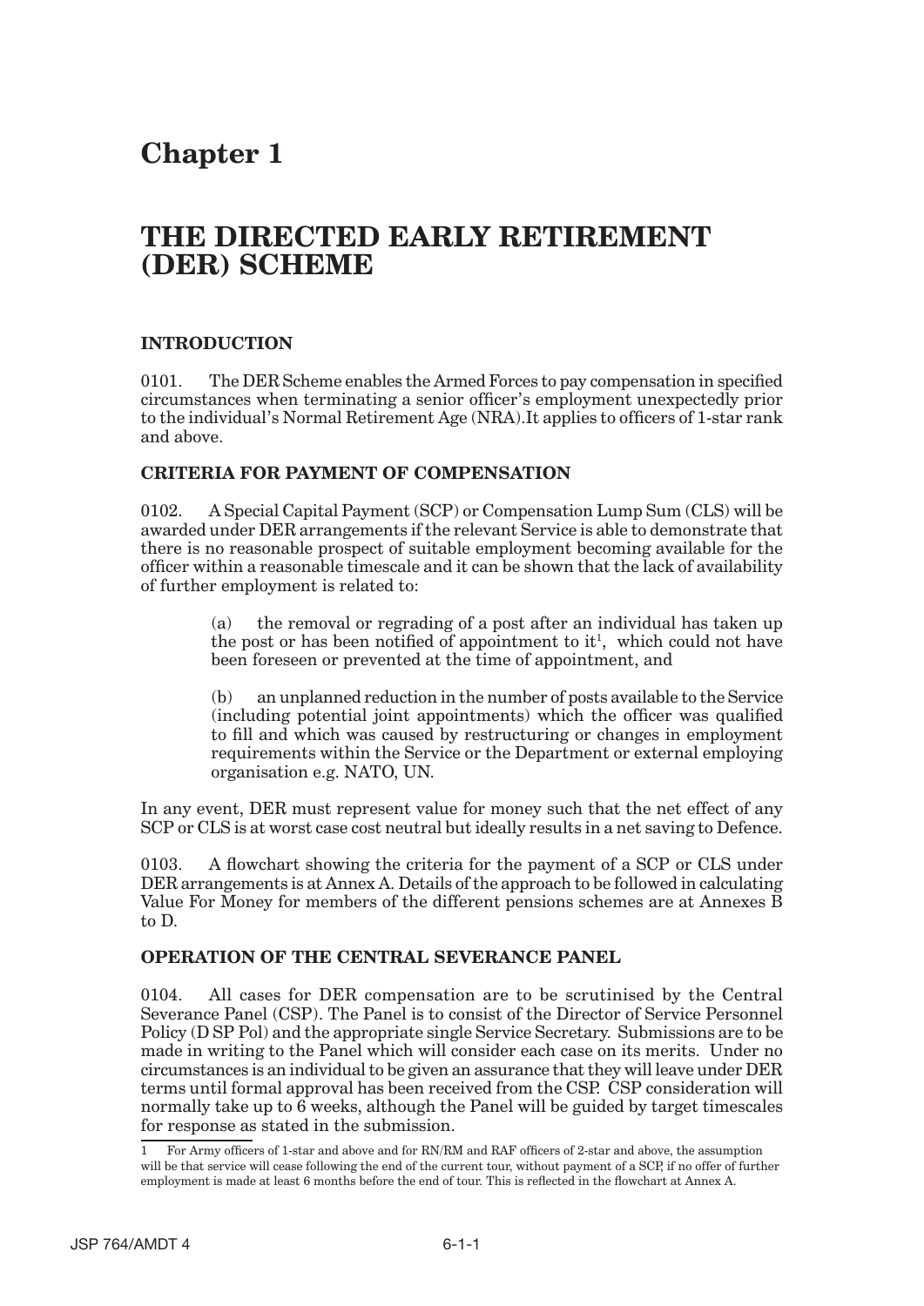# Chapter 1

# THE DIRECTED EARLY RETIREMENT (DER) SCHEME

## INTRODUCTION

0101. The DER Scheme enables the Armed Forces to pay compensation in specified circumstances when terminating a senior officer's employment unexpectedly prior to the individual's Normal Retirement Age (NRA).It applies to officers of 1-star rank and above.

## CRITERIA FOR PAYMENT OF COMPENSATION

0102. A Special Capital Payment (SCP) or Compensation Lump Sum (CLS) will be awarded under DER arrangements if the relevant Service is able to demonstrate that there is no reasonable prospect of suitable employment becoming available for the officer within a reasonable timescale and it can be shown that the lack of availability of further employment is related to:

> (a) the removal or regrading of a post after an individual has taken up the post or has been notified of appointment to it[1], which could not have been foreseen or prevented at the time of appointment, and
>
> (b) an unplanned reduction in the number of posts available to the Service (including potential joint appointments) which the officer was qualified to fill and which was caused by restructuring or changes in employment requirements within the Service or the Department or external employing organisation e.g. NATO, UN.

In any event, DER must represent value for money such that the net effect of any SCP or CLS is at worst case cost neutral but ideally results in a net saving to Defence.

0103. A flowchart showing the criteria for the payment of a SCP or CLS under DER arrangements is at Annex A. Details of the approach to be followed in calculating Value For Money for members of the different pensions schemes are at Annexes B to D.

## OPERATION OF THE CENTRAL SEVERANCE PANEL

0104. All cases for DER compensation are to be scrutinised by the Central Severance Panel (CSP). The Panel is to consist of the Director of Service Personnel Policy (D SP Pol) and the appropriate single Service Secretary. Submissions are to be made in writing to the Panel which will consider each case on its merits. Under no circumstances is an individual to be given an assurance that they will leave under DER terms until formal approval has been received from the CSP. CSP consideration will normally take up to 6 weeks, although the Panel will be guided by target timescales for response as stated in the submission.

---

1 For Army officers of 1-star and above and for RN/RM and RAF officers of 2-star and above, the assumption will be that service will cease following the end of the current tour, without payment of a SCP, if no offer of further employment is made at least 6 months before the end of tour. This is reflected in the flowchart at Annex A.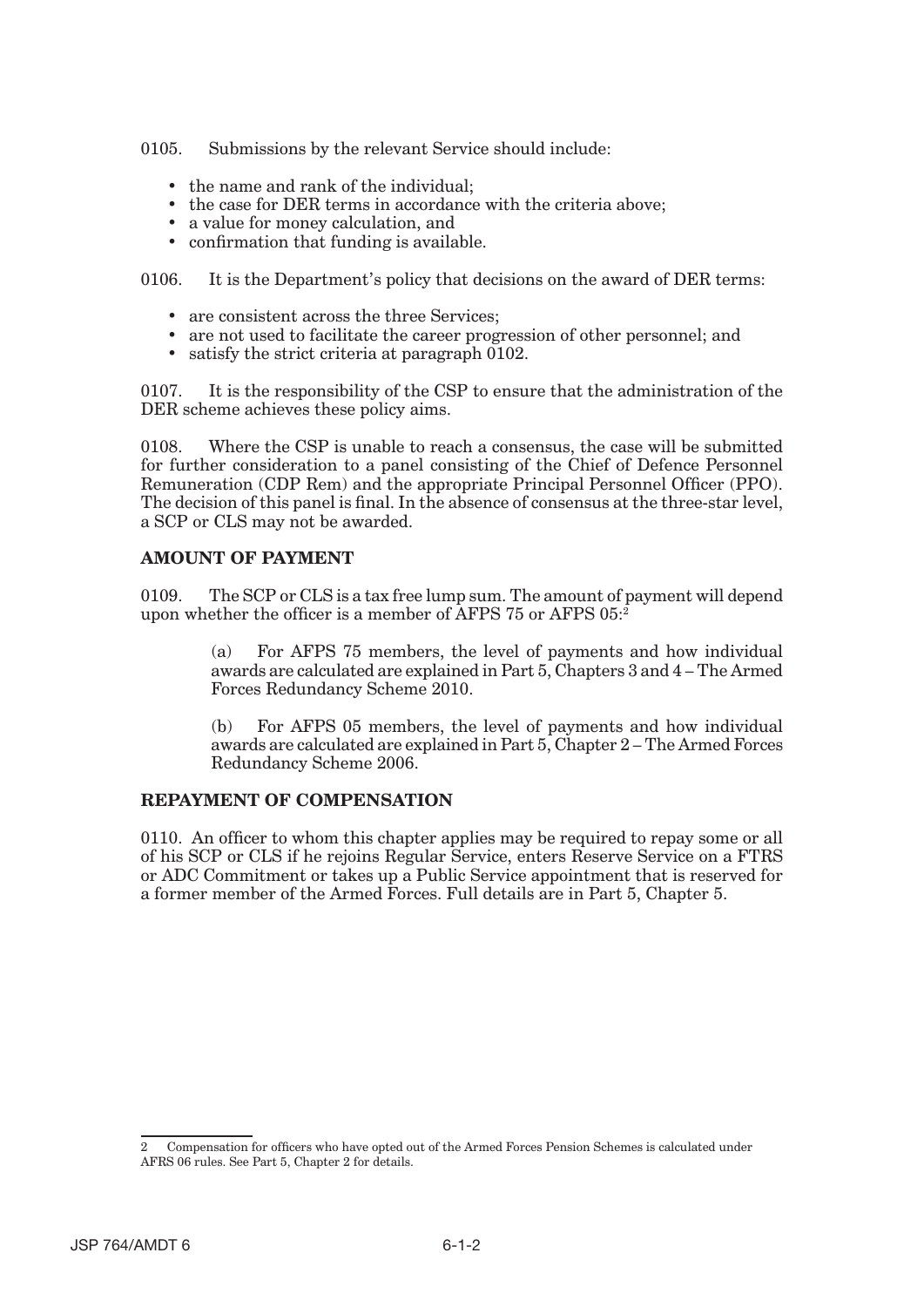0105. Submissions by the relevant Service should include:

- the name and rank of the individual;
- the case for DER terms in accordance with the criteria above;
- a value for money calculation, and
- confirmation that funding is available.

0106. It is the Department's policy that decisions on the award of DER terms:

- are consistent across the three Services;
- are not used to facilitate the career progression of other personnel; and
- satisfy the strict criteria at paragraph 0102.

0107. It is the responsibility of the CSP to ensure that the administration of the DER scheme achieves these policy aims.

0108. Where the CSP is unable to reach a consensus, the case will be submitted for further consideration to a panel consisting of the Chief of Defence Personnel Remuneration (CDP Rem) and the appropriate Principal Personnel Officer (PPO). The decision of this panel is final. In the absence of consensus at the three-star level, a SCP or CLS may not be awarded.

## AMOUNT OF PAYMENT

0109. The SCP or CLS is a tax free lump sum. The amount of payment will depend upon whether the officer is a member of AFPS 75 or AFPS 05:[2]

(a) For AFPS 75 members, the level of payments and how individual awards are calculated are explained in Part 5, Chapters 3 and 4 – The Armed Forces Redundancy Scheme 2010.

(b) For AFPS 05 members, the level of payments and how individual awards are calculated are explained in Part 5, Chapter 2 – The Armed Forces Redundancy Scheme 2006.

## REPAYMENT OF COMPENSATION

0110. An officer to whom this chapter applies may be required to repay some or all of his SCP or CLS if he rejoins Regular Service, enters Reserve Service on a FTRS or ADC Commitment or takes up a Public Service appointment that is reserved for a former member of the Armed Forces. Full details are in Part 5, Chapter 5.

---

2 Compensation for officers who have opted out of the Armed Forces Pension Schemes is calculated under AFRS 06 rules. See Part 5, Chapter 2 for details.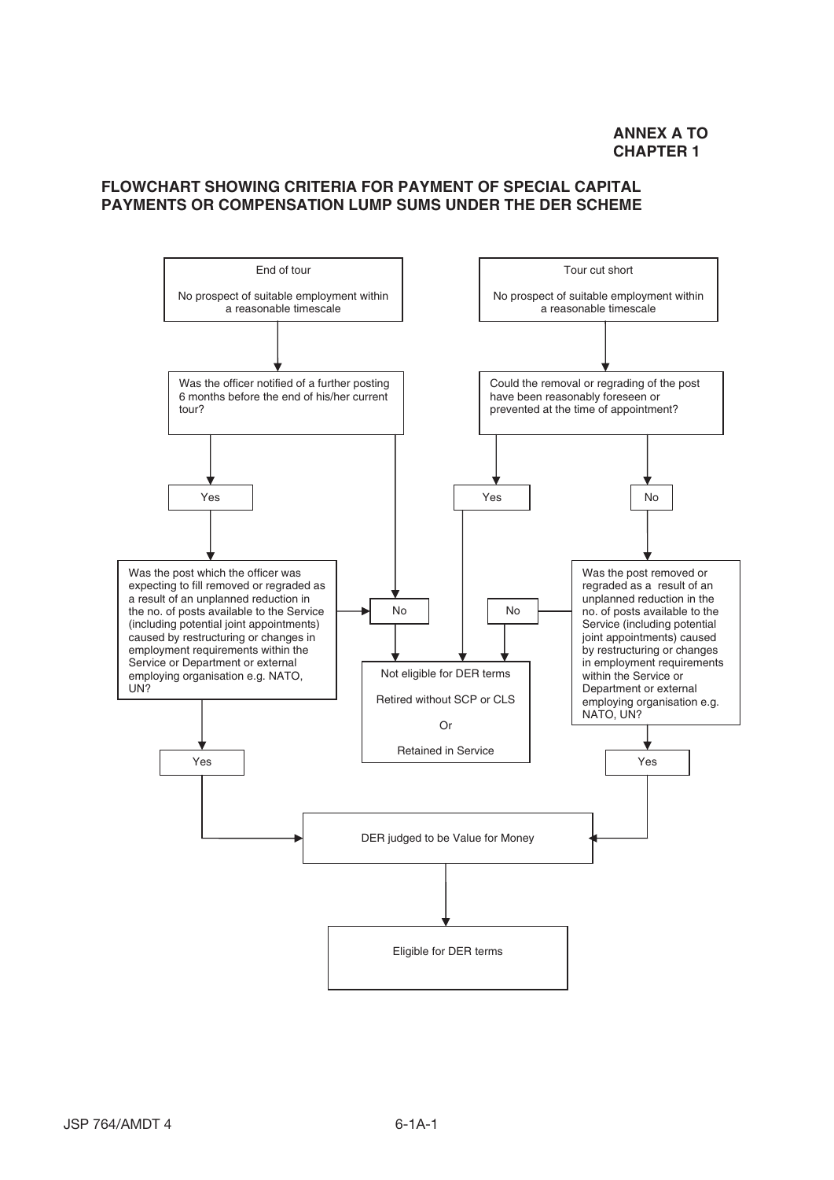**ANNEX A TO CHAPTER 1**

## FLOWCHART SHOWING CRITERIA FOR PAYMENT OF SPECIAL CAPITAL PAYMENTS OR COMPENSATION LUMP SUMS UNDER THE DER SCHEME

End of tour

No prospect of suitable employment within a reasonable timescale

Was the officer notified of a further posting 6 months before the end of his/her current tour?

Yes

Was the post which the officer was expecting to fill removed or regraded as a result of an unplanned reduction in the no. of posts available to the Service (including potential joint appointments) caused by restructuring or changes in employment requirements within the Service or Department or external employing organisation e.g. NATO, UN?

Yes

No

Tour cut short

No prospect of suitable employment within a reasonable timescale

Could the removal or regrading of the post have been reasonably foreseen or prevented at the time of appointment?

Yes

No

Was the post removed or regraded as a result of an unplanned reduction in the no. of posts available to the Service (including potential joint appointments) caused by restructuring or changes in employment requirements within the Service or Department or external employing organisation e.g. NATO, UN?

No

Yes

Not eligible for DER terms

Retired without SCP or CLS

Or

Retained in Service

DER judged to be Value for Money

Eligible for DER terms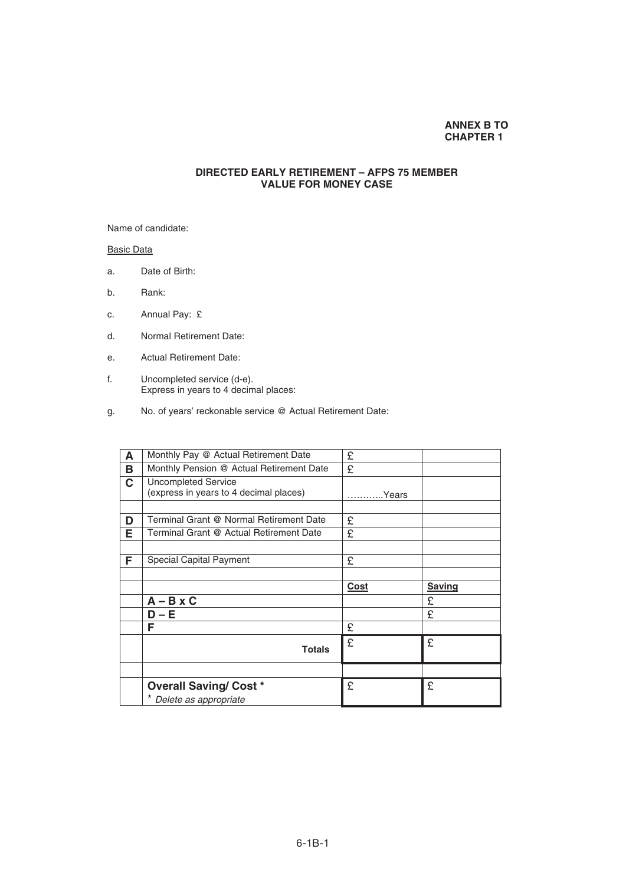**ANNEX B TO CHAPTER 1**

## DIRECTED EARLY RETIREMENT – AFPS 75 MEMBER VALUE FOR MONEY CASE

Name of candidate:

<u>Basic Data</u>

a. Date of Birth:

b. Rank:

c. Annual Pay: £

d. Normal Retirement Date:

e. Actual Retirement Date:

f. Uncompleted service (d-e).
Express in years to 4 decimal places:

g. No. of years' reckonable service @ Actual Retirement Date:

| | | | |
|---|---|---|---|
| **A** | Monthly Pay @ Actual Retirement Date | £ | |
| **B** | Monthly Pension @ Actual Retirement Date | £ | |
| **C** | Uncompleted Service (express in years to 4 decimal places) | ………...Years | |
| | | | |
| **D** | Terminal Grant @ Normal Retirement Date | £ | |
| **E** | Terminal Grant @ Actual Retirement Date | £ | |
| | | | |
| **F** | Special Capital Payment | £ | |
| | | | |
| | | <u>**Cost**</u> | <u>**Saving**</u> |
| | **A – B x C** | | £ |
| | **D – E** | | £ |
| | **F** | £ | |
| | **Totals** | £ | £ |
| | | | |
| | **Overall Saving/ Cost \*** <br> \* *Delete as appropriate* | £ | £ |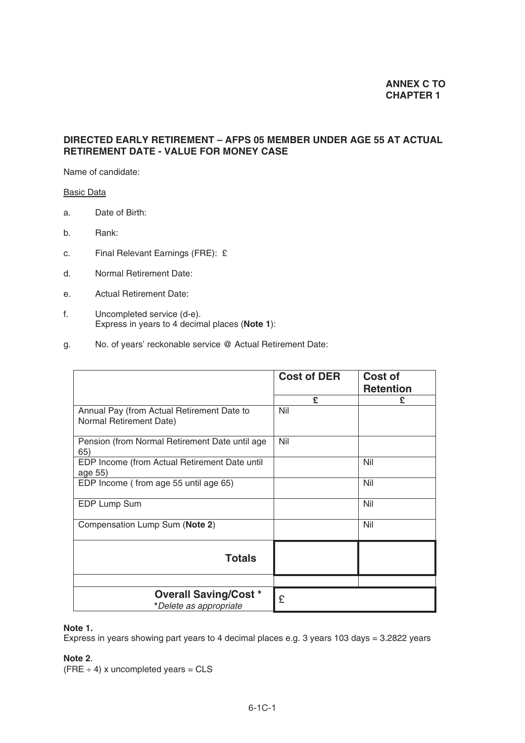**ANNEX C TO CHAPTER 1**

## DIRECTED EARLY RETIREMENT – AFPS 05 MEMBER UNDER AGE 55 AT ACTUAL RETIREMENT DATE - VALUE FOR MONEY CASE

Name of candidate:

<u>Basic Data</u>

a. Date of Birth:

b. Rank:

c. Final Relevant Earnings (FRE): £

d. Normal Retirement Date:

e. Actual Retirement Date:

f. Uncompleted service (d-e).
Express in years to 4 decimal places (**Note 1**):

g. No. of years' reckonable service @ Actual Retirement Date:

| | Cost of DER | Cost of Retention |
|---|---|---|
| | £ | £ |
| Annual Pay (from Actual Retirement Date to Normal Retirement Date) | Nil | |
| Pension (from Normal Retirement Date until age 65) | Nil | |
| EDP Income (from Actual Retirement Date until age 55) | | Nil |
| EDP Income ( from age 55 until age 65) | | Nil |
| EDP Lump Sum | | Nil |
| Compensation Lump Sum (**Note 2**) | | Nil |
| **Totals** | | |
| | | |
| **Overall Saving/Cost \*** *\*Delete as appropriate* | £ | |

**Note 1.**
Express in years showing part years to 4 decimal places e.g. 3 years 103 days = 3.2822 years

**Note 2**.
(FRE ÷ 4) x uncompleted years = CLS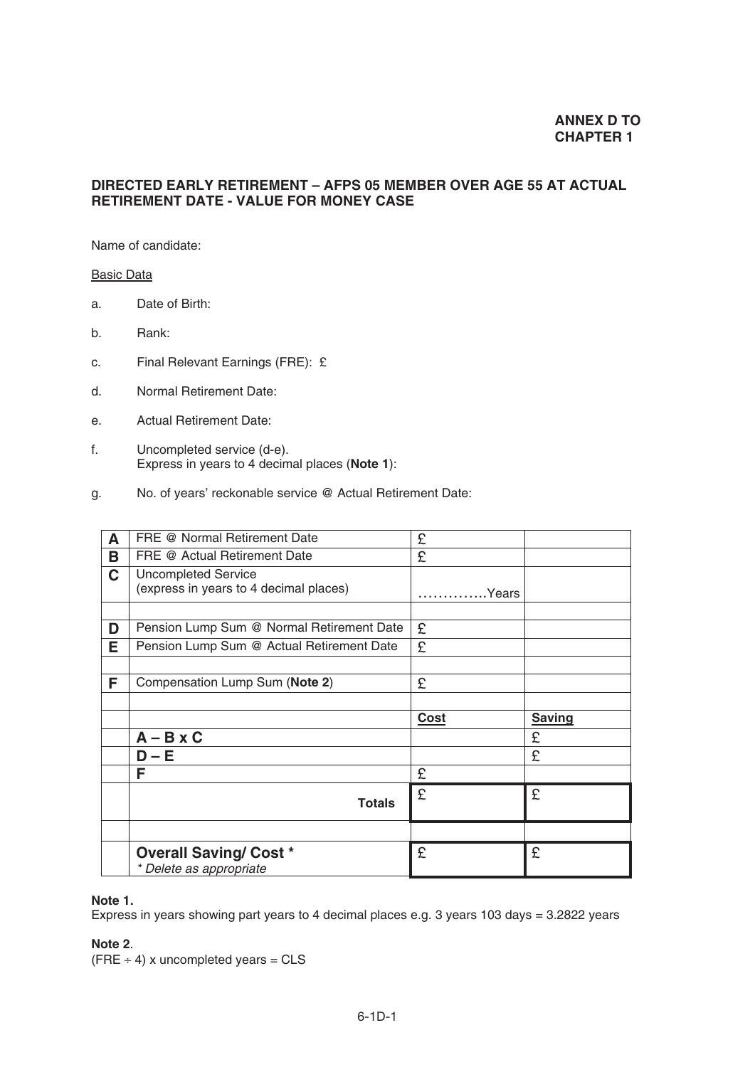**ANNEX D TO CHAPTER 1**

## DIRECTED EARLY RETIREMENT – AFPS 05 MEMBER OVER AGE 55 AT ACTUAL RETIREMENT DATE - VALUE FOR MONEY CASE

Name of candidate:

Basic Data

a. Date of Birth:

b. Rank:

c. Final Relevant Earnings (FRE): £

d. Normal Retirement Date:

e. Actual Retirement Date:

f. Uncompleted service (d-e). Express in years to 4 decimal places (**Note 1**):

g. No. of years' reckonable service @ Actual Retirement Date:

| | | | |
|---|---|---|---|
| **A** | FRE @ Normal Retirement Date | £ | |
| **B** | FRE @ Actual Retirement Date | £ | |
| **C** | Uncompleted Service (express in years to 4 decimal places) | …………..Years | |
| | | | |
| **D** | Pension Lump Sum @ Normal Retirement Date | £ | |
| **E** | Pension Lump Sum @ Actual Retirement Date | £ | |
| | | | |
| **F** | Compensation Lump Sum (**Note 2**) | £ | |
| | | | |
| | | **Cost** | **Saving** |
| | **A – B x C** | | £ |
| | **D – E** | | £ |
| | **F** | £ | |
| | **Totals** | £ | £ |
| | | | |
| | **Overall Saving/ Cost \*** *\* Delete as appropriate* | £ | £ |

**Note 1.**
Express in years showing part years to 4 decimal places e.g. 3 years 103 days = 3.2822 years

**Note 2**.
(FRE ÷ 4) x uncompleted years = CLS